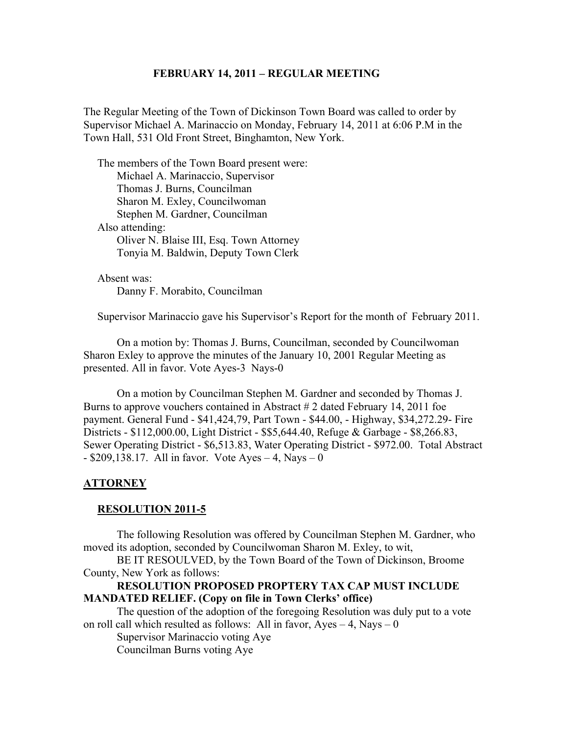**FEBRUARY 14, 2011 – REGULAR MEETING**

The Regular Meeting of the Town of Dickinson Town Board was called to order by Supervisor Michael A. Marinaccio on Monday, February 14, 2011 at 6:06 P.M in the Town Hall, 531 Old Front Street, Binghamton, New York.

The members of the Town Board present were:
Michael A. Marinaccio, Supervisor
Thomas J. Burns, Councilman
Sharon M. Exley, Councilwoman
Stephen M. Gardner, Councilman

Also attending:
Oliver N. Blaise III, Esq. Town Attorney
Tonyia M. Baldwin, Deputy Town Clerk

Absent was:
Danny F. Morabito, Councilman

Supervisor Marinaccio gave his Supervisor's Report for the month of February 2011.

On a motion by: Thomas J. Burns, Councilman, seconded by Councilwoman Sharon Exley to approve the minutes of the January 10, 2001 Regular Meeting as presented. All in favor. Vote Ayes-3 Nays-0

On a motion by Councilman Stephen M. Gardner and seconded by Thomas J. Burns to approve vouchers contained in Abstract # 2 dated February 14, 2011 foe payment. General Fund - $41,424,79, Part Town - $44.00, - Highway, $34,272.29- Fire Districts - $112,000.00, Light District - $$5,644.40, Refuge & Garbage - $8,266.83, Sewer Operating District - $6,513.83, Water Operating District - $972.00. Total Abstract - $209,138.17. All in favor. Vote Ayes – 4, Nays – 0

## ATTORNEY

### RESOLUTION 2011-5

The following Resolution was offered by Councilman Stephen M. Gardner, who moved its adoption, seconded by Councilwoman Sharon M. Exley, to wit,

BE IT RESOULVED, by the Town Board of the Town of Dickinson, Broome County, New York as follows:

**RESOLUTION PROPOSED PROPTERY TAX CAP MUST INCLUDE MANDATED RELIEF. (Copy on file in Town Clerks' office)**

The question of the adoption of the foregoing Resolution was duly put to a vote on roll call which resulted as follows: All in favor, Ayes – 4, Nays – 0
Supervisor Marinaccio voting Aye
Councilman Burns voting Aye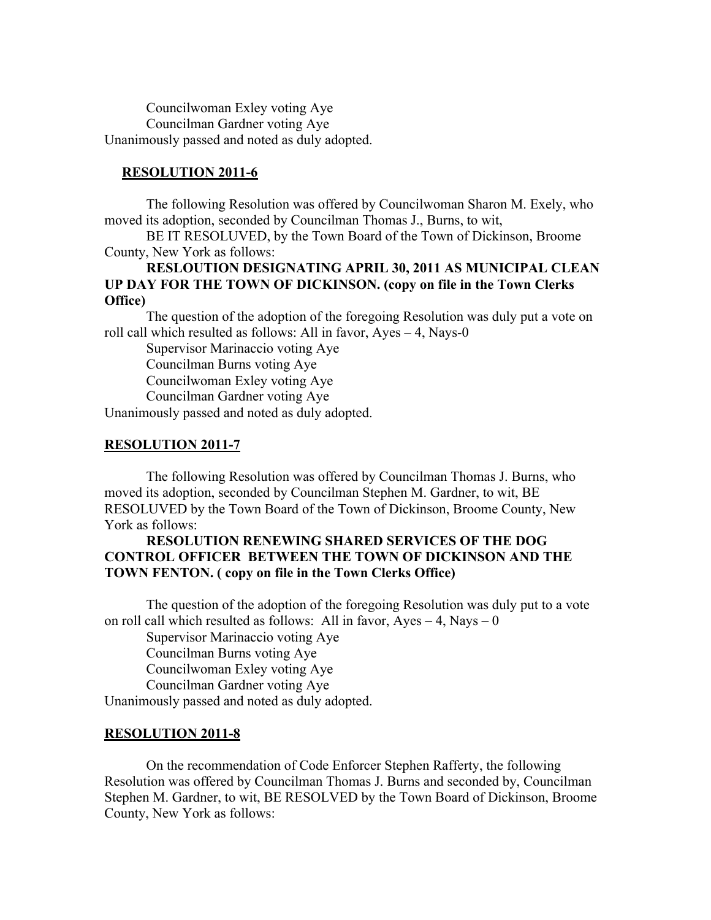Councilwoman Exley voting Aye
Councilman Gardner voting Aye
Unanimously passed and noted as duly adopted.

**RESOLUTION 2011-6**

The following Resolution was offered by Councilwoman Sharon M. Exely, who moved its adoption, seconded by Councilman Thomas J., Burns, to wit,

BE IT RESOLUVED, by the Town Board of the Town of Dickinson, Broome County, New York as follows:

**RESLOUTION DESIGNATING APRIL 30, 2011 AS MUNICIPAL CLEAN UP DAY FOR THE TOWN OF DICKINSON. (copy on file in the Town Clerks Office)**

The question of the adoption of the foregoing Resolution was duly put a vote on roll call which resulted as follows: All in favor, Ayes – 4, Nays-0

Supervisor Marinaccio voting Aye
Councilman Burns voting Aye
Councilwoman Exley voting Aye
Councilman Gardner voting Aye
Unanimously passed and noted as duly adopted.

**RESOLUTION 2011-7**

The following Resolution was offered by Councilman Thomas J. Burns, who moved its adoption, seconded by Councilman Stephen M. Gardner, to wit, BE RESOLUVED by the Town Board of the Town of Dickinson, Broome County, New York as follows:

**RESOLUTION RENEWING SHARED SERVICES OF THE DOG CONTROL OFFICER BETWEEN THE TOWN OF DICKINSON AND THE TOWN FENTON. ( copy on file in the Town Clerks Office)**

The question of the adoption of the foregoing Resolution was duly put to a vote on roll call which resulted as follows: All in favor, Ayes – 4, Nays – 0

Supervisor Marinaccio voting Aye
Councilman Burns voting Aye
Councilwoman Exley voting Aye
Councilman Gardner voting Aye
Unanimously passed and noted as duly adopted.

**RESOLUTION 2011-8**

On the recommendation of Code Enforcer Stephen Rafferty, the following Resolution was offered by Councilman Thomas J. Burns and seconded by, Councilman Stephen M. Gardner, to wit, BE RESOLVED by the Town Board of Dickinson, Broome County, New York as follows: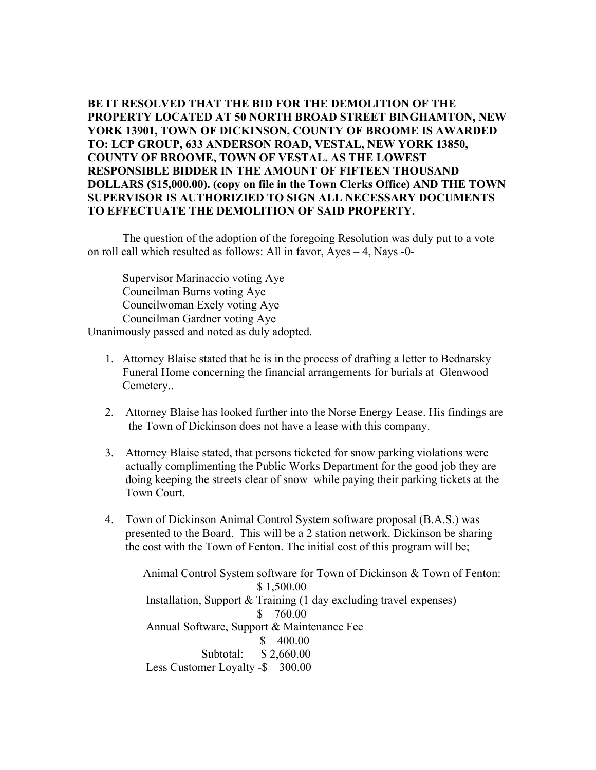**BE IT RESOLVED THAT THE BID FOR THE DEMOLITION OF THE PROPERTY LOCATED AT 50 NORTH BROAD STREET BINGHAMTON, NEW YORK 13901, TOWN OF DICKINSON, COUNTY OF BROOME IS AWARDED TO: LCP GROUP, 633 ANDERSON ROAD, VESTAL, NEW YORK 13850, COUNTY OF BROOME, TOWN OF VESTAL. AS THE LOWEST RESPONSIBLE BIDDER IN THE AMOUNT OF FIFTEEN THOUSAND DOLLARS ($15,000.00). (copy on file in the Town Clerks Office) AND THE TOWN SUPERVISOR IS AUTHORIZIED TO SIGN ALL NECESSARY DOCUMENTS TO EFFECTUATE THE DEMOLITION OF SAID PROPERTY.**

The question of the adoption of the foregoing Resolution was duly put to a vote on roll call which resulted as follows: All in favor, Ayes – 4, Nays -0-

Supervisor Marinaccio voting Aye
Councilman Burns voting Aye
Councilwoman Exely voting Aye
Councilman Gardner voting Aye
Unanimously passed and noted as duly adopted.

1. Attorney Blaise stated that he is in the process of drafting a letter to Bednarsky Funeral Home concerning the financial arrangements for burials at Glenwood Cemetery..

2. Attorney Blaise has looked further into the Norse Energy Lease. His findings are the Town of Dickinson does not have a lease with this company.

3. Attorney Blaise stated, that persons ticketed for snow parking violations were actually complimenting the Public Works Department for the good job they are doing keeping the streets clear of snow while paying their parking tickets at the Town Court.

4. Town of Dickinson Animal Control System software proposal (B.A.S.) was presented to the Board. This will be a 2 station network. Dickinson be sharing the cost with the Town of Fenton. The initial cost of this program will be;

   Animal Control System software for Town of Dickinson & Town of Fenton:
   $ 1,500.00
   Installation, Support & Training (1 day excluding travel expenses)
   $ 760.00
   Annual Software, Support & Maintenance Fee
   $ 400.00
   Subtotal: $ 2,660.00
   Less Customer Loyalty -$ 300.00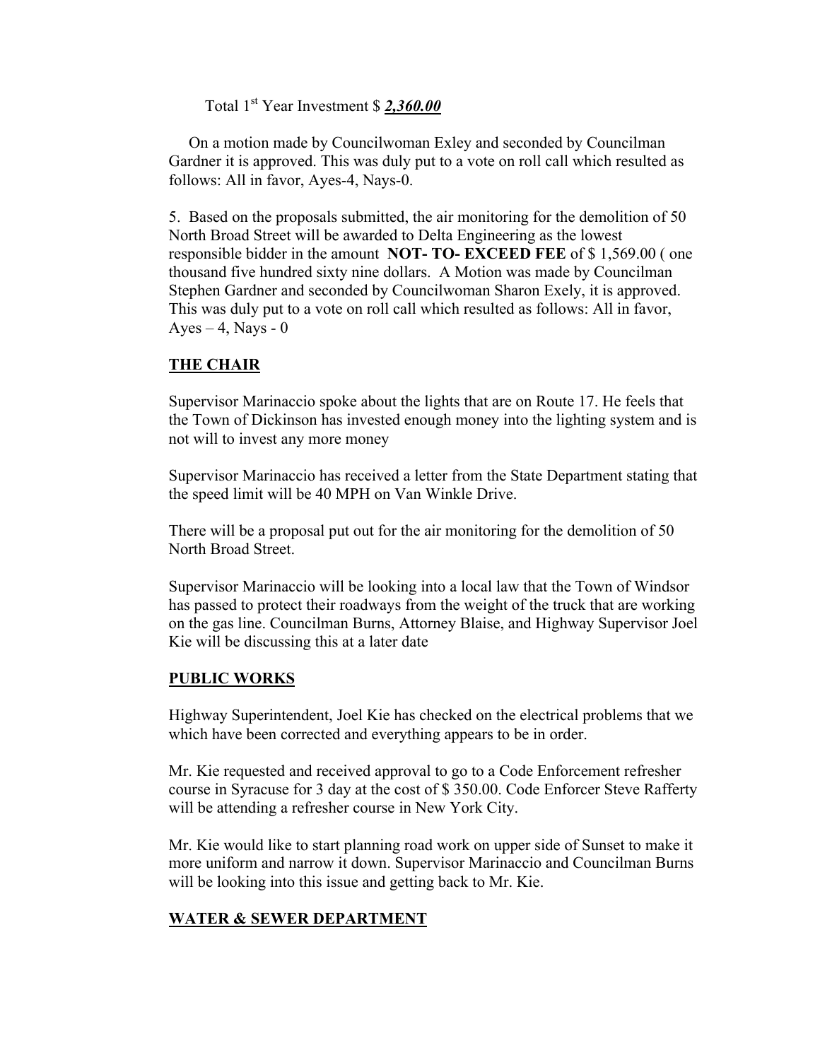Total 1st Year Investment $ ***2,360.00***

On a motion made by Councilwoman Exley and seconded by Councilman Gardner it is approved. This was duly put to a vote on roll call which resulted as follows: All in favor, Ayes-4, Nays-0.

5. Based on the proposals submitted, the air monitoring for the demolition of 50 North Broad Street will be awarded to Delta Engineering as the lowest responsible bidder in the amount **NOT- TO- EXCEED FEE** of $ 1,569.00 ( one thousand five hundred sixty nine dollars. A Motion was made by Councilman Stephen Gardner and seconded by Councilwoman Sharon Exely, it is approved. This was duly put to a vote on roll call which resulted as follows: All in favor, Ayes – 4, Nays - 0

## THE CHAIR

Supervisor Marinaccio spoke about the lights that are on Route 17. He feels that the Town of Dickinson has invested enough money into the lighting system and is not will to invest any more money

Supervisor Marinaccio has received a letter from the State Department stating that the speed limit will be 40 MPH on Van Winkle Drive.

There will be a proposal put out for the air monitoring for the demolition of 50 North Broad Street.

Supervisor Marinaccio will be looking into a local law that the Town of Windsor has passed to protect their roadways from the weight of the truck that are working on the gas line. Councilman Burns, Attorney Blaise, and Highway Supervisor Joel Kie will be discussing this at a later date

## PUBLIC WORKS

Highway Superintendent, Joel Kie has checked on the electrical problems that we which have been corrected and everything appears to be in order.

Mr. Kie requested and received approval to go to a Code Enforcement refresher course in Syracuse for 3 day at the cost of $ 350.00. Code Enforcer Steve Rafferty will be attending a refresher course in New York City.

Mr. Kie would like to start planning road work on upper side of Sunset to make it more uniform and narrow it down. Supervisor Marinaccio and Councilman Burns will be looking into this issue and getting back to Mr. Kie.

## WATER & SEWER DEPARTMENT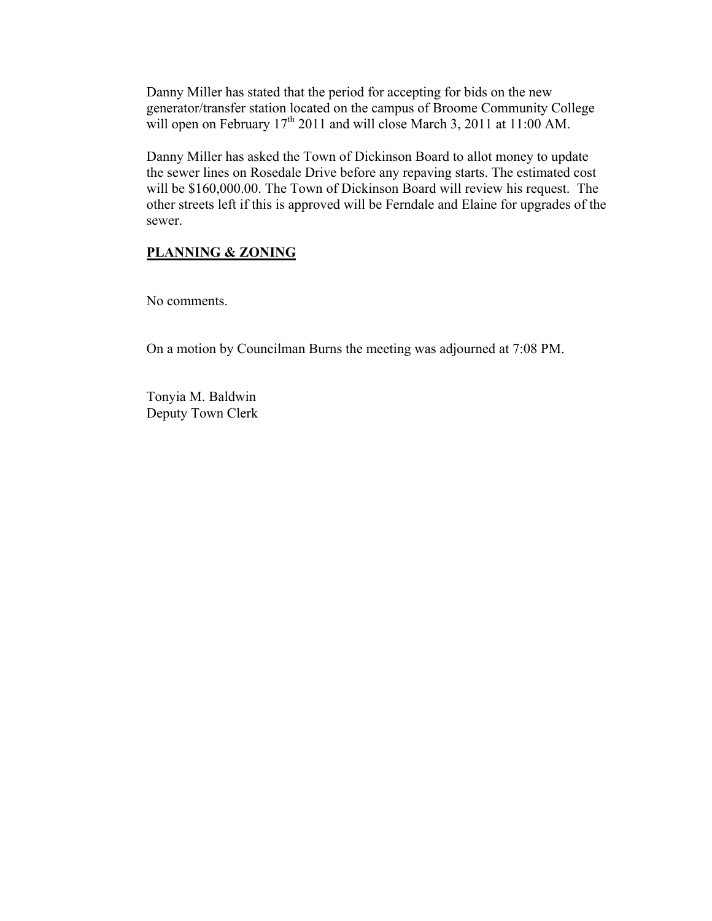Danny Miller has stated that the period for accepting for bids on the new generator/transfer station located on the campus of Broome Community College will open on February 17th 2011 and will close March 3, 2011 at 11:00 AM.

Danny Miller has asked the Town of Dickinson Board to allot money to update the sewer lines on Rosedale Drive before any repaving starts. The estimated cost will be $160,000.00. The Town of Dickinson Board will review his request. The other streets left if this is approved will be Ferndale and Elaine for upgrades of the sewer.

## PLANNING & ZONING

No comments.

On a motion by Councilman Burns the meeting was adjourned at 7:08 PM.

Tonyia M. Baldwin
Deputy Town Clerk